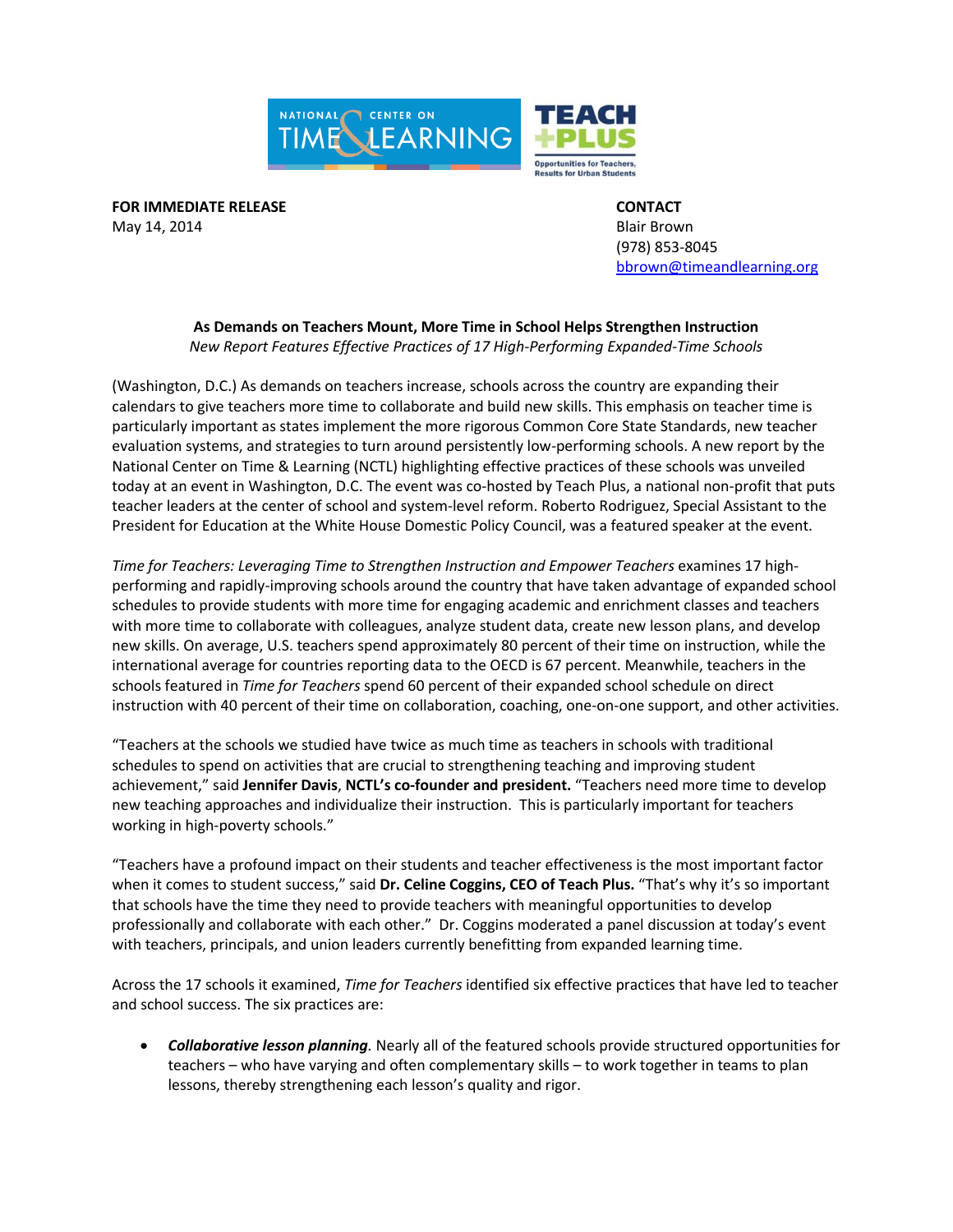NATIONAL CENTER ON TIME & LEARNING

TEACH +PLUS
Opportunities for Teachers, Results for Urban Students

**FOR IMMEDIATE RELEASE**
May 14, 2014

**CONTACT**
Blair Brown
(978) 853-8045
bbrown@timeandlearning.org

**As Demands on Teachers Mount, More Time in School Helps Strengthen Instruction**
*New Report Features Effective Practices of 17 High-Performing Expanded-Time Schools*

(Washington, D.C.) As demands on teachers increase, schools across the country are expanding their calendars to give teachers more time to collaborate and build new skills. This emphasis on teacher time is particularly important as states implement the more rigorous Common Core State Standards, new teacher evaluation systems, and strategies to turn around persistently low-performing schools. A new report by the National Center on Time & Learning (NCTL) highlighting effective practices of these schools was unveiled today at an event in Washington, D.C. The event was co-hosted by Teach Plus, a national non-profit that puts teacher leaders at the center of school and system-level reform. Roberto Rodriguez, Special Assistant to the President for Education at the White House Domestic Policy Council, was a featured speaker at the event.

*Time for Teachers: Leveraging Time to Strengthen Instruction and Empower Teachers* examines 17 high-performing and rapidly-improving schools around the country that have taken advantage of expanded school schedules to provide students with more time for engaging academic and enrichment classes and teachers with more time to collaborate with colleagues, analyze student data, create new lesson plans, and develop new skills. On average, U.S. teachers spend approximately 80 percent of their time on instruction, while the international average for countries reporting data to the OECD is 67 percent. Meanwhile, teachers in the schools featured in *Time for Teachers* spend 60 percent of their expanded school schedule on direct instruction with 40 percent of their time on collaboration, coaching, one-on-one support, and other activities.

"Teachers at the schools we studied have twice as much time as teachers in schools with traditional schedules to spend on activities that are crucial to strengthening teaching and improving student achievement," said **Jennifer Davis**, **NCTL's co-founder and president.** "Teachers need more time to develop new teaching approaches and individualize their instruction. This is particularly important for teachers working in high-poverty schools."

"Teachers have a profound impact on their students and teacher effectiveness is the most important factor when it comes to student success," said **Dr. Celine Coggins, CEO of Teach Plus.** "That's why it's so important that schools have the time they need to provide teachers with meaningful opportunities to develop professionally and collaborate with each other." Dr. Coggins moderated a panel discussion at today's event with teachers, principals, and union leaders currently benefitting from expanded learning time.

Across the 17 schools it examined, *Time for Teachers* identified six effective practices that have led to teacher and school success. The six practices are:

- ***Collaborative lesson planning.*** Nearly all of the featured schools provide structured opportunities for teachers – who have varying and often complementary skills – to work together in teams to plan lessons, thereby strengthening each lesson's quality and rigor.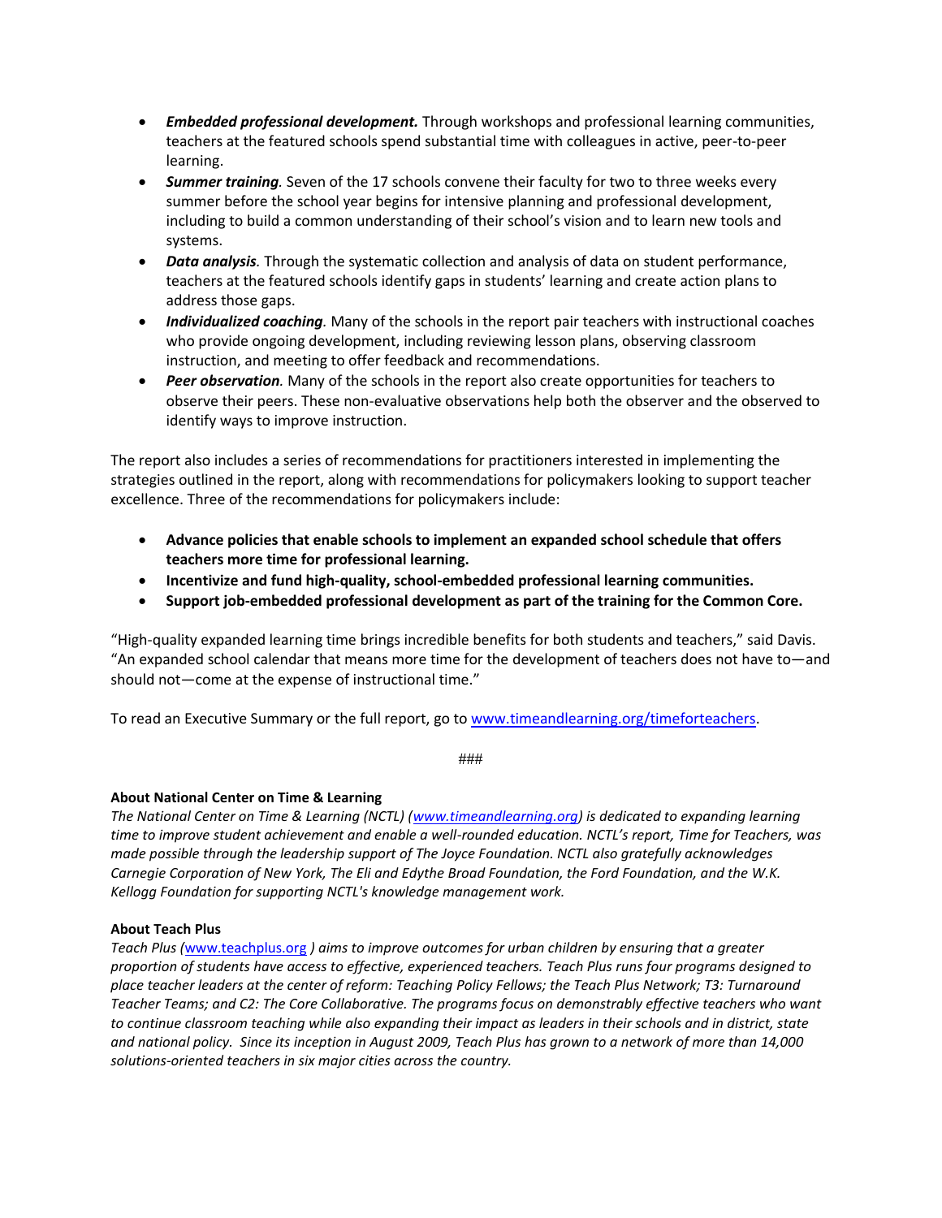- ***Embedded professional development.*** Through workshops and professional learning communities, teachers at the featured schools spend substantial time with colleagues in active, peer-to-peer learning.
- ***Summer training.*** Seven of the 17 schools convene their faculty for two to three weeks every summer before the school year begins for intensive planning and professional development, including to build a common understanding of their school's vision and to learn new tools and systems.
- ***Data analysis.*** Through the systematic collection and analysis of data on student performance, teachers at the featured schools identify gaps in students' learning and create action plans to address those gaps.
- ***Individualized coaching.*** Many of the schools in the report pair teachers with instructional coaches who provide ongoing development, including reviewing lesson plans, observing classroom instruction, and meeting to offer feedback and recommendations.
- ***Peer observation.*** Many of the schools in the report also create opportunities for teachers to observe their peers. These non-evaluative observations help both the observer and the observed to identify ways to improve instruction.

The report also includes a series of recommendations for practitioners interested in implementing the strategies outlined in the report, along with recommendations for policymakers looking to support teacher excellence. Three of the recommendations for policymakers include:

- **Advance policies that enable schools to implement an expanded school schedule that offers teachers more time for professional learning.**
- **Incentivize and fund high-quality, school-embedded professional learning communities.**
- **Support job-embedded professional development as part of the training for the Common Core.**

"High-quality expanded learning time brings incredible benefits for both students and teachers," said Davis. "An expanded school calendar that means more time for the development of teachers does not have to—and should not—come at the expense of instructional time."

To read an Executive Summary or the full report, go to www.timeandlearning.org/timeforteachers.

###

**About National Center on Time & Learning**

*The National Center on Time & Learning (NCTL) (www.timeandlearning.org) is dedicated to expanding learning time to improve student achievement and enable a well-rounded education. NCTL's report, Time for Teachers, was made possible through the leadership support of The Joyce Foundation. NCTL also gratefully acknowledges Carnegie Corporation of New York, The Eli and Edythe Broad Foundation, the Ford Foundation, and the W.K. Kellogg Foundation for supporting NCTL's knowledge management work.*

**About Teach Plus**

*Teach Plus (www.teachplus.org ) aims to improve outcomes for urban children by ensuring that a greater proportion of students have access to effective, experienced teachers. Teach Plus runs four programs designed to place teacher leaders at the center of reform: Teaching Policy Fellows; the Teach Plus Network; T3: Turnaround Teacher Teams; and C2: The Core Collaborative. The programs focus on demonstrably effective teachers who want to continue classroom teaching while also expanding their impact as leaders in their schools and in district, state and national policy. Since its inception in August 2009, Teach Plus has grown to a network of more than 14,000 solutions-oriented teachers in six major cities across the country.*